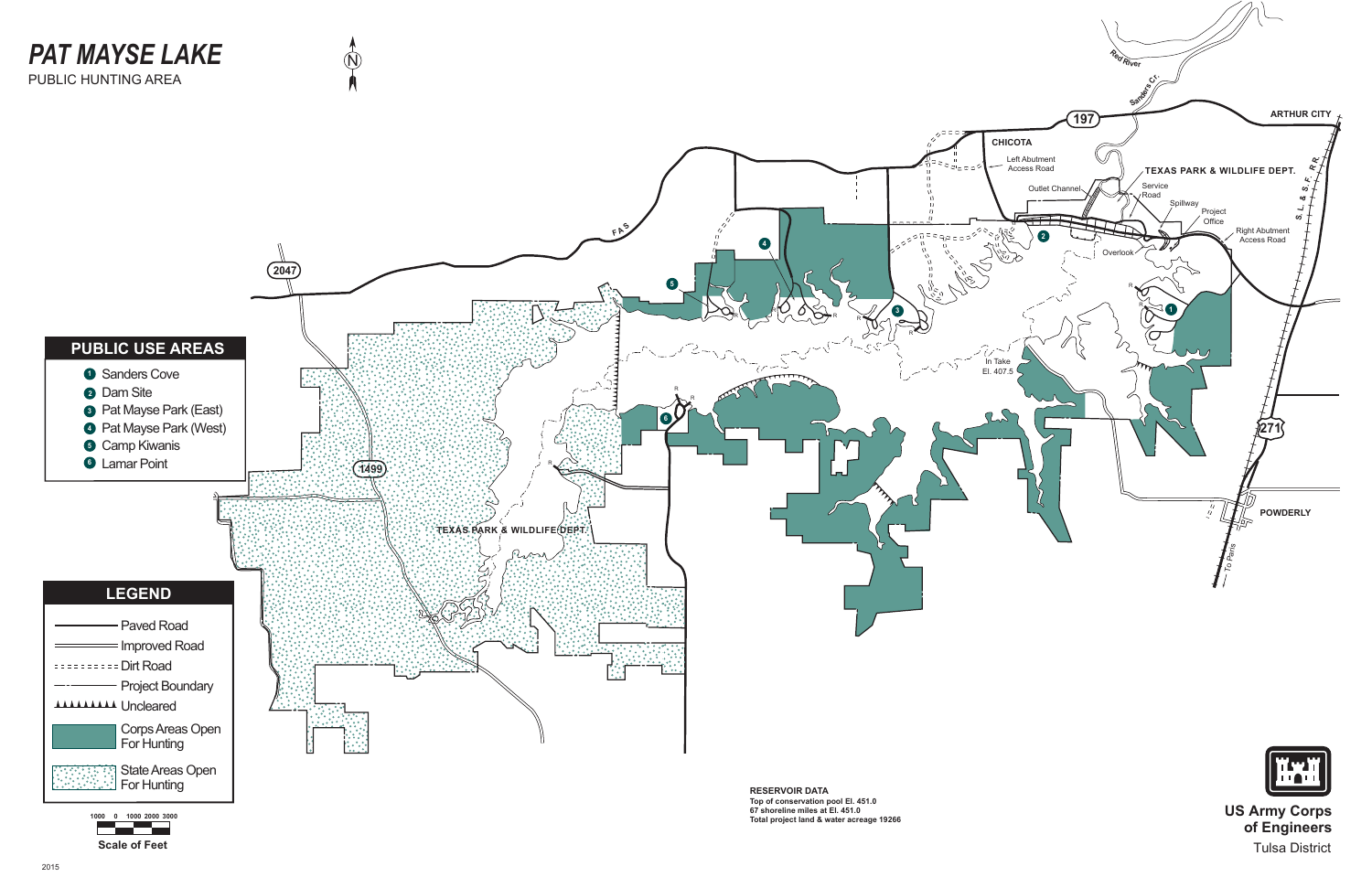# PAT MAYSE LAKE

PUBLIC HUNTING AREA

## PUBLIC USE AREAS

1. Sanders Cove
2. Dam Site
3. Pat Mayse Park (East)
4. Pat Mayse Park (West)
5. Camp Kiwanis
6. Lamar Point

## LEGEND

- Paved Road
- Improved Road
- Dirt Road
- Project Boundary
- Uncleared
- Corps Areas Open For Hunting
- State Areas Open For Hunting

1000 0 1000 2000 3000

Scale of Feet

2047

197

ARTHUR CITY

Red River

Sanders Cr.

CHICOTA

Left Abutment Access Road

Outlet Channel

TEXAS PARK & WILDLIFE DEPT.

Service Road

Spillway

Project Office

Right Abutment Access Road

Overlook

S. L. & S. F. R.R.

F A S

In Take El. 407.5

271

POWDERLY

To Paris

1499

TEXAS PARK & WILDLIFE DEPT.

**RESERVOIR DATA**

**Top of conservation pool El. 451.0**

**67 shoreline miles at El. 451.0**

**Total project land & water acreage 19266**

**US Army Corps of Engineers**

Tulsa District

2015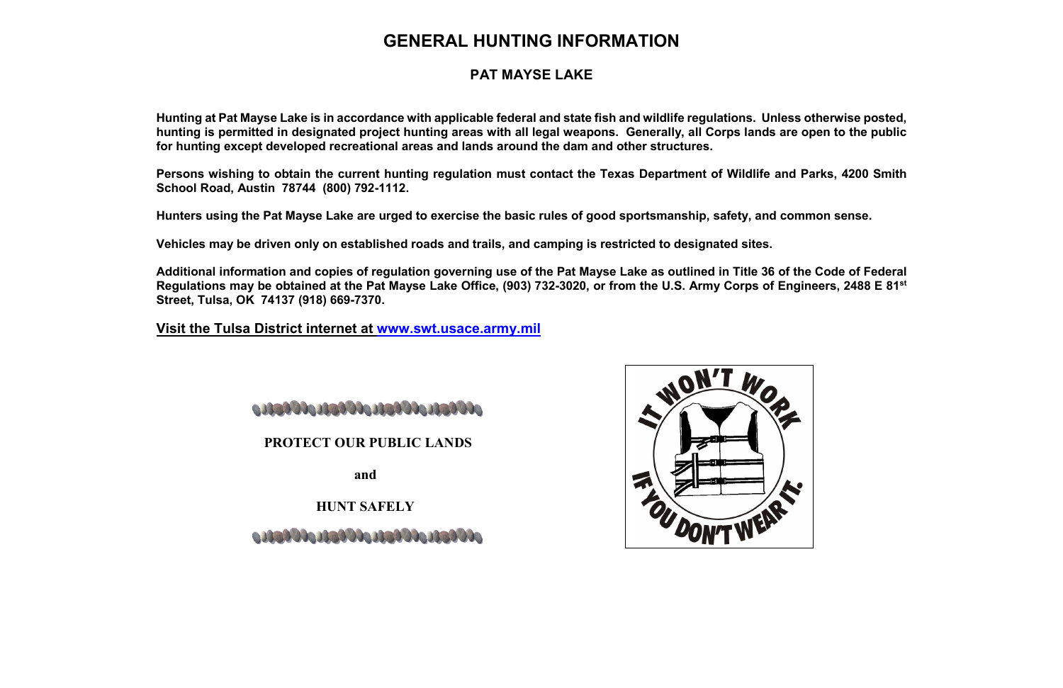# GENERAL HUNTING INFORMATION

## PAT MAYSE LAKE

**Hunting at Pat Mayse Lake is in accordance with applicable federal and state fish and wildlife regulations. Unless otherwise posted, hunting is permitted in designated project hunting areas with all legal weapons. Generally, all Corps lands are open to the public for hunting except developed recreational areas and lands around the dam and other structures.**

**Persons wishing to obtain the current hunting regulation must contact the Texas Department of Wildlife and Parks, 4200 Smith School Road, Austin 78744 (800) 792-1112.**

**Hunters using the Pat Mayse Lake are urged to exercise the basic rules of good sportsmanship, safety, and common sense.**

**Vehicles may be driven only on established roads and trails, and camping is restricted to designated sites.**

**Additional information and copies of regulation governing use of the Pat Mayse Lake as outlined in Title 36 of the Code of Federal Regulations may be obtained at the Pat Mayse Lake Office, (903) 732-3020, or from the U.S. Army Corps of Engineers, 2488 E 81st Street, Tulsa, OK 74137 (918) 669-7370.**

**Visit the Tulsa District internet at www.swt.usace.army.mil**

**PROTECT OUR PUBLIC LANDS**

**and**

**HUNT SAFELY**

IT WON'T WORK IF YOU DON'T WEAR IT.